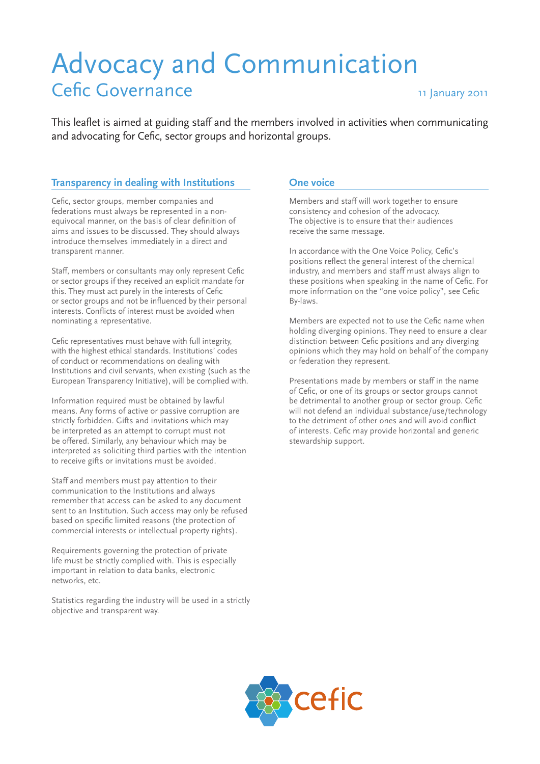# Advocacy and Communication

## Cefic Governance

11 January 2011

This leaflet is aimed at guiding staff and the members involved in activities when communicating and advocating for Cefic, sector groups and horizontal groups.

### Transparency in dealing with Institutions

Cefic, sector groups, member companies and federations must always be represented in a non-equivocal manner, on the basis of clear definition of aims and issues to be discussed. They should always introduce themselves immediately in a direct and transparent manner.

Staff, members or consultants may only represent Cefic or sector groups if they received an explicit mandate for this. They must act purely in the interests of Cefic or sector groups and not be influenced by their personal interests. Conflicts of interest must be avoided when nominating a representative.

Cefic representatives must behave with full integrity, with the highest ethical standards. Institutions' codes of conduct or recommendations on dealing with Institutions and civil servants, when existing (such as the European Transparency Initiative), will be complied with.

Information required must be obtained by lawful means. Any forms of active or passive corruption are strictly forbidden. Gifts and invitations which may be interpreted as an attempt to corrupt must not be offered. Similarly, any behaviour which may be interpreted as soliciting third parties with the intention to receive gifts or invitations must be avoided.

Staff and members must pay attention to their communication to the Institutions and always remember that access can be asked to any document sent to an Institution. Such access may only be refused based on specific limited reasons (the protection of commercial interests or intellectual property rights).

Requirements governing the protection of private life must be strictly complied with. This is especially important in relation to data banks, electronic networks, etc.

Statistics regarding the industry will be used in a strictly objective and transparent way.

### One voice

Members and staff will work together to ensure consistency and cohesion of the advocacy. The objective is to ensure that their audiences receive the same message.

In accordance with the One Voice Policy, Cefic's positions reflect the general interest of the chemical industry, and members and staff must always align to these positions when speaking in the name of Cefic. For more information on the "one voice policy", see Cefic By-laws.

Members are expected not to use the Cefic name when holding diverging opinions. They need to ensure a clear distinction between Cefic positions and any diverging opinions which they may hold on behalf of the company or federation they represent.

Presentations made by members or staff in the name of Cefic, or one of its groups or sector groups cannot be detrimental to another group or sector group. Cefic will not defend an individual substance/use/technology to the detriment of other ones and will avoid conflict of interests. Cefic may provide horizontal and generic stewardship support.

cefic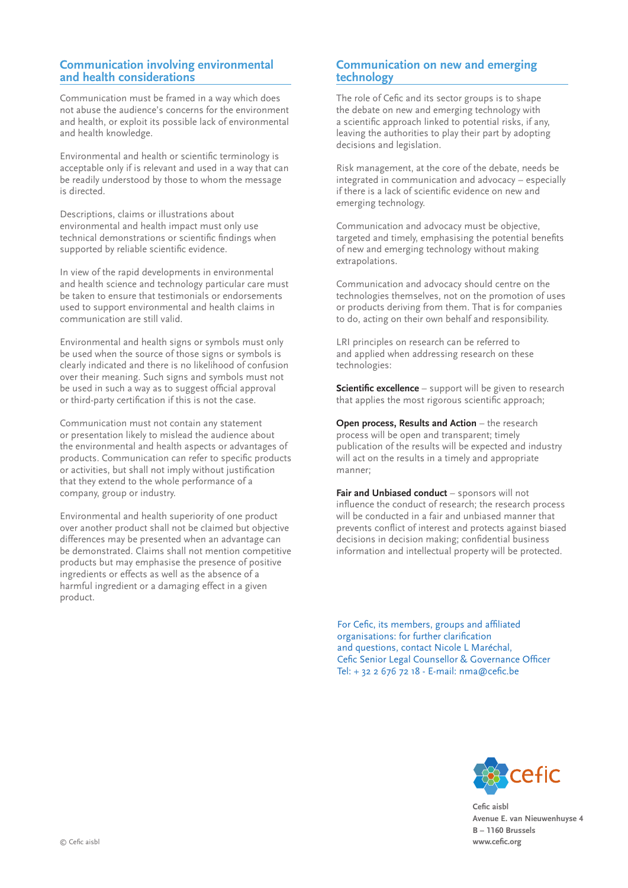## Communication involving environmental and health considerations

Communication must be framed in a way which does not abuse the audience's concerns for the environment and health, or exploit its possible lack of environmental and health knowledge.

Environmental and health or scientific terminology is acceptable only if is relevant and used in a way that can be readily understood by those to whom the message is directed.

Descriptions, claims or illustrations about environmental and health impact must only use technical demonstrations or scientific findings when supported by reliable scientific evidence.

In view of the rapid developments in environmental and health science and technology particular care must be taken to ensure that testimonials or endorsements used to support environmental and health claims in communication are still valid.

Environmental and health signs or symbols must only be used when the source of those signs or symbols is clearly indicated and there is no likelihood of confusion over their meaning. Such signs and symbols must not be used in such a way as to suggest official approval or third-party certification if this is not the case.

Communication must not contain any statement or presentation likely to mislead the audience about the environmental and health aspects or advantages of products. Communication can refer to specific products or activities, but shall not imply without justification that they extend to the whole performance of a company, group or industry.

Environmental and health superiority of one product over another product shall not be claimed but objective differences may be presented when an advantage can be demonstrated. Claims shall not mention competitive products but may emphasise the presence of positive ingredients or effects as well as the absence of a harmful ingredient or a damaging effect in a given product.

## Communication on new and emerging technology

The role of Cefic and its sector groups is to shape the debate on new and emerging technology with a scientific approach linked to potential risks, if any, leaving the authorities to play their part by adopting decisions and legislation.

Risk management, at the core of the debate, needs be integrated in communication and advocacy – especially if there is a lack of scientific evidence on new and emerging technology.

Communication and advocacy must be objective, targeted and timely, emphasising the potential benefits of new and emerging technology without making extrapolations.

Communication and advocacy should centre on the technologies themselves, not on the promotion of uses or products deriving from them. That is for companies to do, acting on their own behalf and responsibility.

LRI principles on research can be referred to and applied when addressing research on these technologies:

**Scientific excellence** – support will be given to research that applies the most rigorous scientific approach;

**Open process, Results and Action** – the research process will be open and transparent; timely publication of the results will be expected and industry will act on the results in a timely and appropriate manner;

**Fair and Unbiased conduct** – sponsors will not influence the conduct of research; the research process will be conducted in a fair and unbiased manner that prevents conflict of interest and protects against biased decisions in decision making; confidential business information and intellectual property will be protected.

For Cefic, its members, groups and affiliated organisations: for further clarification and questions, contact Nicole L Maréchal, Cefic Senior Legal Counsellor & Governance Officer
Tel: + 32 2 676 72 18 - E-mail: nma@cefic.be

cefic

**Cefic aisbl**
**Avenue E. van Nieuwenhuyse 4**
**B – 1160 Brussels**
**www.cefic.org**

© Cefic aisbl